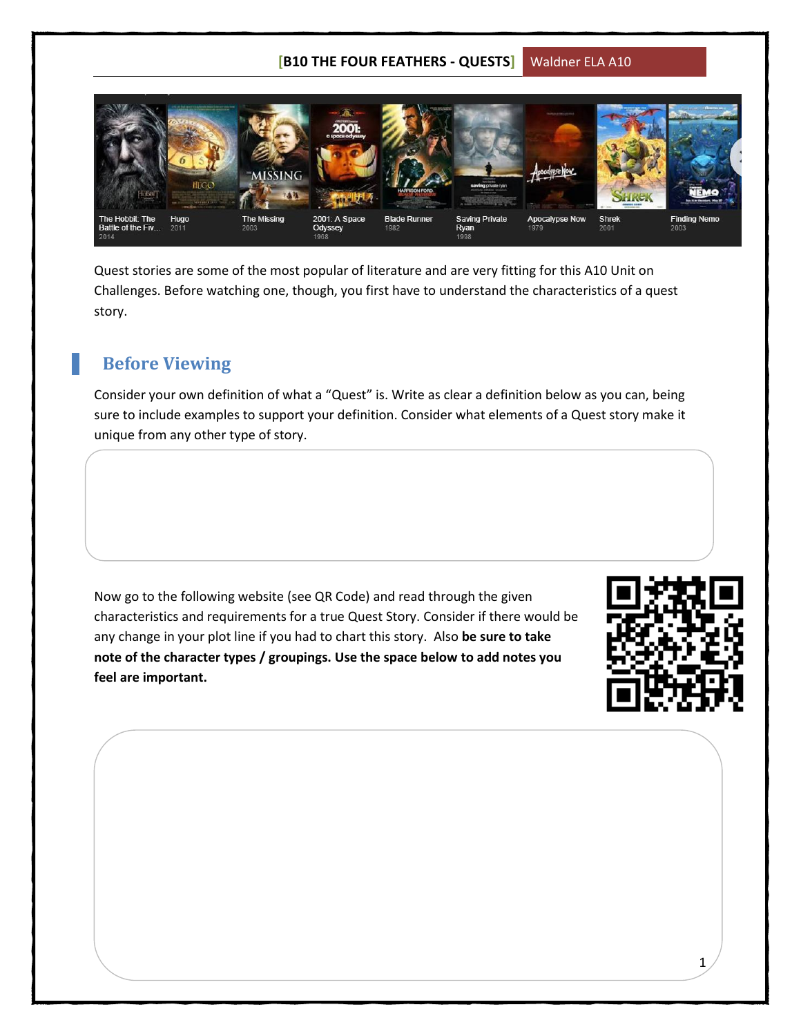Quest stories are some of the most popular of literature and are very fitting for this A10 Unit on Challenges. Before watching one, though, you first have to understand the characteristics of a quest story.

## Before Viewing

Consider your own definition of what a "Quest" is. Write as clear a definition below as you can, being sure to include examples to support your definition. Consider what elements of a Quest story make it unique from any other type of story.

Now go to the following website (see QR Code) and read through the given characteristics and requirements for a true Quest Story. Consider if there would be any change in your plot line if you had to chart this story. Also **be sure to take note of the character types / groupings. Use the space below to add notes you feel are important.**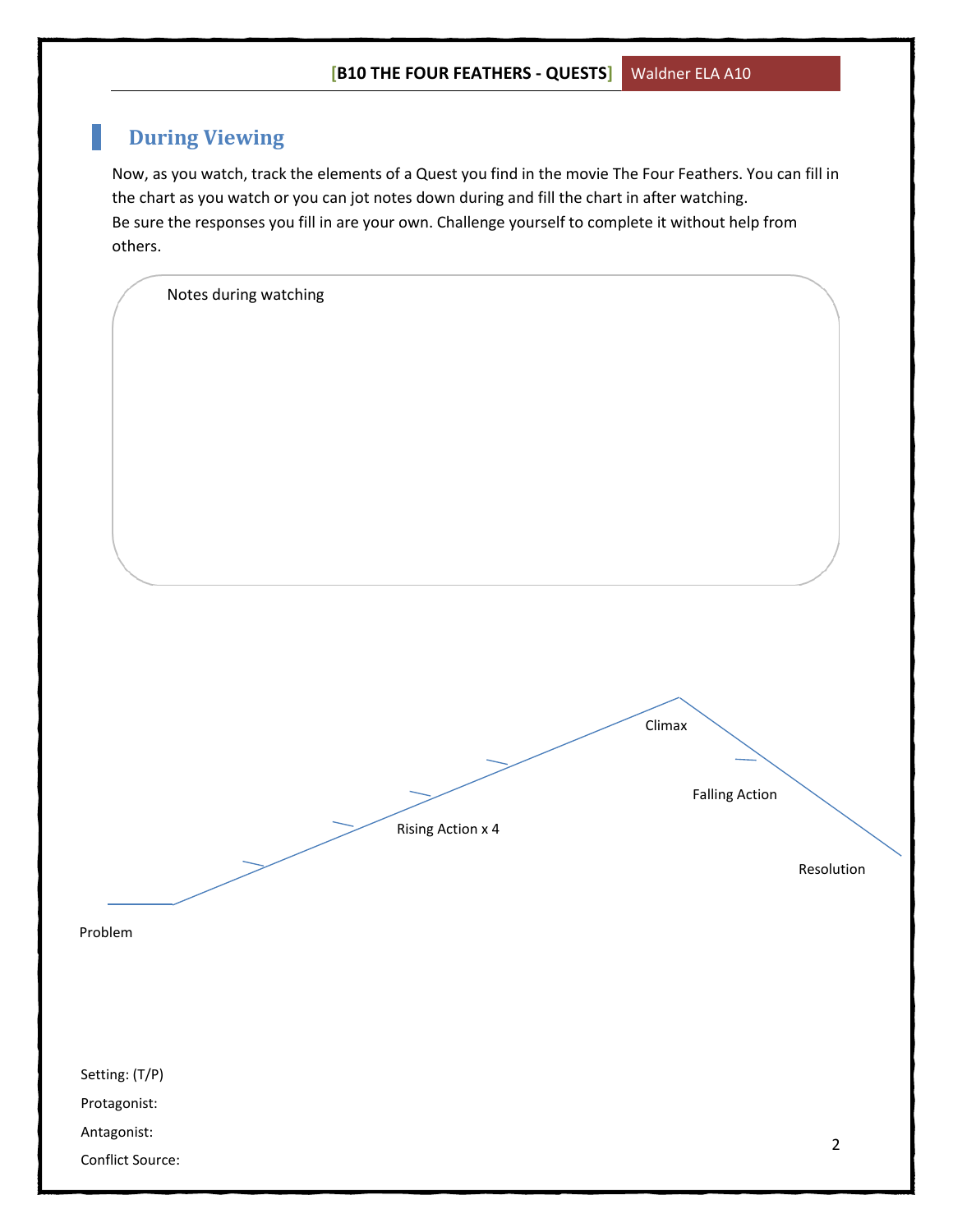## During Viewing

Now, as you watch, track the elements of a Quest you find in the movie The Four Feathers. You can fill in the chart as you watch or you can jot notes down during and fill the chart in after watching.
Be sure the responses you fill in are your own. Challenge yourself to complete it without help from others.

Notes during watching

Climax

Falling Action

Rising Action x 4

Resolution

Problem

Setting: (T/P)

Protagonist:

Antagonist:

Conflict Source: